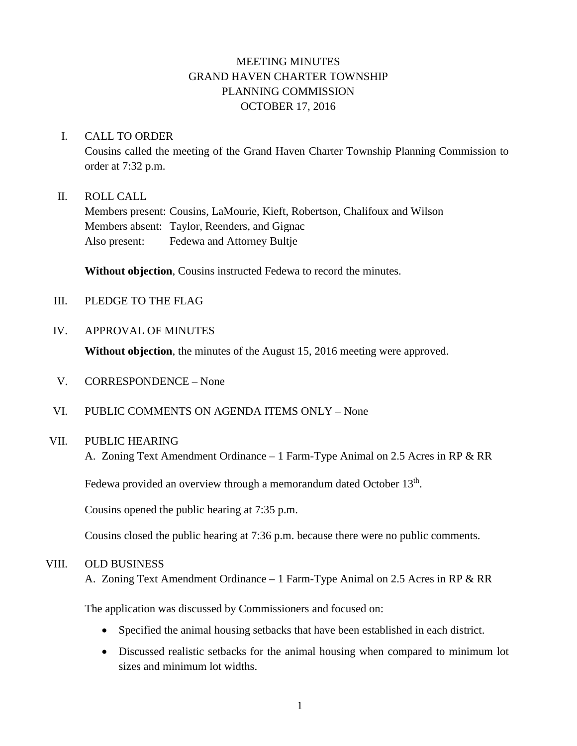# MEETING MINUTES
# GRAND HAVEN CHARTER TOWNSHIP
# PLANNING COMMISSION
# OCTOBER 17, 2016

## I. CALL TO ORDER

Cousins called the meeting of the Grand Haven Charter Township Planning Commission to order at 7:32 p.m.

## II. ROLL CALL

Members present: Cousins, LaMourie, Kieft, Robertson, Chalifoux and Wilson
Members absent: Taylor, Reenders, and Gignac
Also present: Fedewa and Attorney Bultje

**Without objection**, Cousins instructed Fedewa to record the minutes.

## III. PLEDGE TO THE FLAG

## IV. APPROVAL OF MINUTES

**Without objection**, the minutes of the August 15, 2016 meeting were approved.

## V. CORRESPONDENCE – None

## VI. PUBLIC COMMENTS ON AGENDA ITEMS ONLY – None

## VII. PUBLIC HEARING

A. Zoning Text Amendment Ordinance – 1 Farm-Type Animal on 2.5 Acres in RP & RR

Fedewa provided an overview through a memorandum dated October 13th.

Cousins opened the public hearing at 7:35 p.m.

Cousins closed the public hearing at 7:36 p.m. because there were no public comments.

## VIII. OLD BUSINESS

A. Zoning Text Amendment Ordinance – 1 Farm-Type Animal on 2.5 Acres in RP & RR

The application was discussed by Commissioners and focused on:

- Specified the animal housing setbacks that have been established in each district.
- Discussed realistic setbacks for the animal housing when compared to minimum lot sizes and minimum lot widths.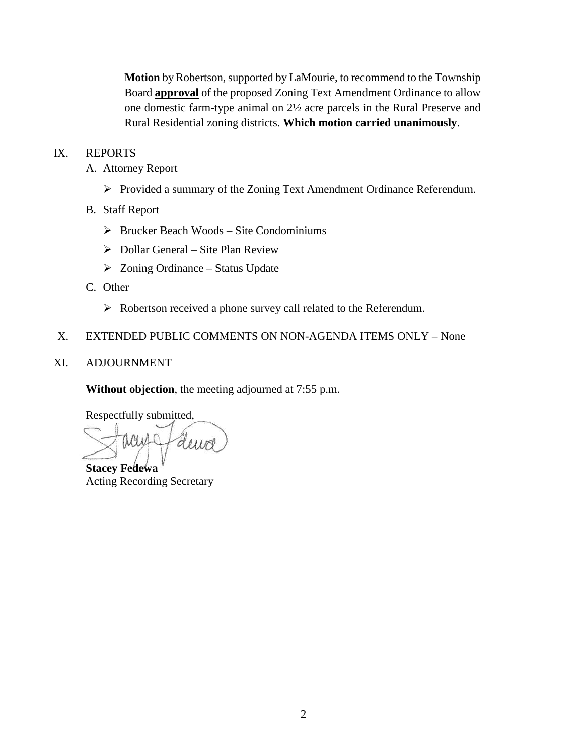**Motion** by Robertson, supported by LaMourie, to recommend to the Township Board **approval** of the proposed Zoning Text Amendment Ordinance to allow one domestic farm-type animal on 2½ acre parcels in the Rural Preserve and Rural Residential zoning districts. **Which motion carried unanimously**.

IX. REPORTS

A. Attorney Report

- Provided a summary of the Zoning Text Amendment Ordinance Referendum.

B. Staff Report

- Brucker Beach Woods – Site Condominiums
- Dollar General – Site Plan Review
- Zoning Ordinance – Status Update

C. Other

- Robertson received a phone survey call related to the Referendum.

X. EXTENDED PUBLIC COMMENTS ON NON-AGENDA ITEMS ONLY – None

XI. ADJOURNMENT

**Without objection**, the meeting adjourned at 7:55 p.m.

Respectfully submitted,

**Stacey Fedewa**
Acting Recording Secretary